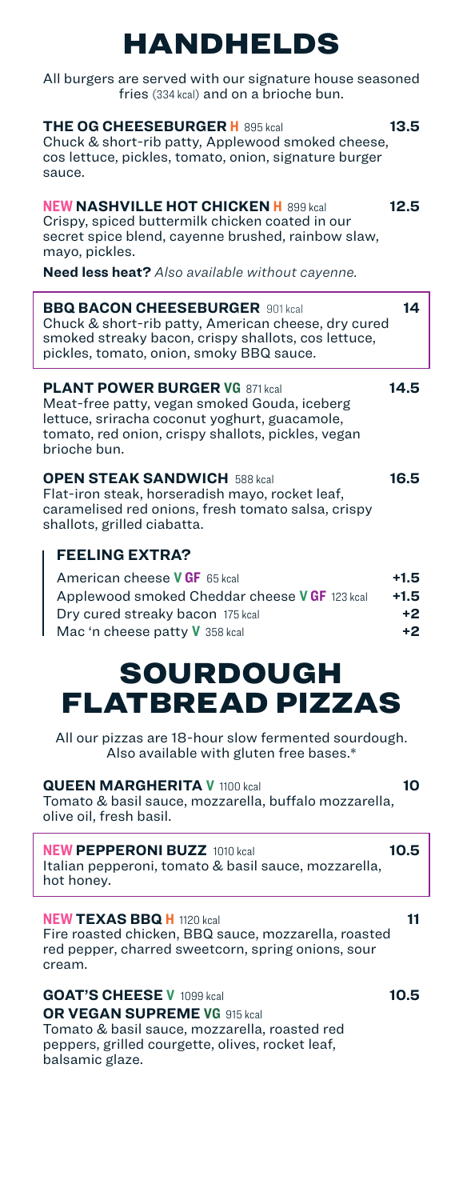# HANDHELDS

All burgers are served with our signature house seasoned fries (334 kcal) and on a brioche bun.

**THE OG CHEESEBURGER H** 895 kcal **13.5**
Chuck & short-rib patty, Applewood smoked cheese, cos lettuce, pickles, tomato, onion, signature burger sauce.

**NEW NASHVILLE HOT CHICKEN H** 899 kcal **12.5**
Crispy, spiced buttermilk chicken coated in our secret spice blend, cayenne brushed, rainbow slaw, mayo, pickles.

**Need less heat?** *Also available without cayenne.*

**BBQ BACON CHEESEBURGER** 901 kcal **14**
Chuck & short-rib patty, American cheese, dry cured smoked streaky bacon, crispy shallots, cos lettuce, pickles, tomato, onion, smoky BBQ sauce.

**PLANT POWER BURGER VG** 871 kcal **14.5**
Meat-free patty, vegan smoked Gouda, iceberg lettuce, sriracha coconut yoghurt, guacamole, tomato, red onion, crispy shallots, pickles, vegan brioche bun.

**OPEN STEAK SANDWICH** 588 kcal **16.5**
Flat-iron steak, horseradish mayo, rocket leaf, caramelised red onions, fresh tomato salsa, crispy shallots, grilled ciabatta.

### FEELING EXTRA?

- American cheese **V GF** 65 kcal **+1.5**
- Applewood smoked Cheddar cheese **V GF** 123 kcal **+1.5**
- Dry cured streaky bacon 175 kcal **+2**
- Mac 'n cheese patty **V** 358 kcal **+2**

# SOURDOUGH FLATBREAD PIZZAS

All our pizzas are 18-hour slow fermented sourdough. Also available with gluten free bases.*

**QUEEN MARGHERITA V** 1100 kcal **10**
Tomato & basil sauce, mozzarella, buffalo mozzarella, olive oil, fresh basil.

**NEW PEPPERONI BUZZ** 1010 kcal **10.5**
Italian pepperoni, tomato & basil sauce, mozzarella, hot honey.

**NEW TEXAS BBQ H** 1120 kcal **11**
Fire roasted chicken, BBQ sauce, mozzarella, roasted red pepper, charred sweetcorn, spring onions, sour cream.

**GOAT'S CHEESE V** 1099 kcal **10.5**
**OR VEGAN SUPREME VG** 915 kcal
Tomato & basil sauce, mozzarella, roasted red peppers, grilled courgette, olives, rocket leaf, balsamic glaze.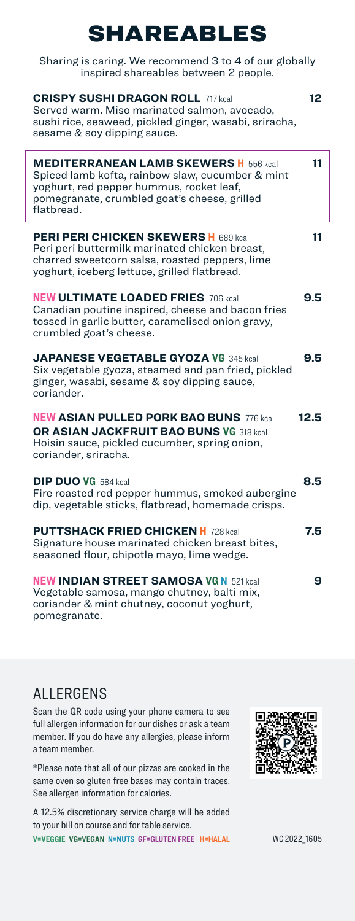# SHAREABLES

Sharing is caring. We recommend 3 to 4 of our globally inspired shareables between 2 people.

**CRISPY SUSHI DRAGON ROLL** 717 kcal — **12**
Served warm. Miso marinated salmon, avocado, sushi rice, seaweed, pickled ginger, wasabi, sriracha, sesame & soy dipping sauce.

**MEDITERRANEAN LAMB SKEWERS H** 556 kcal — **11**
Spiced lamb kofta, rainbow slaw, cucumber & mint yoghurt, red pepper hummus, rocket leaf, pomegranate, crumbled goat's cheese, grilled flatbread.

**PERI PERI CHICKEN SKEWERS H** 689 kcal — **11**
Peri peri buttermilk marinated chicken breast, charred sweetcorn salsa, roasted peppers, lime yoghurt, iceberg lettuce, grilled flatbread.

**NEW ULTIMATE LOADED FRIES** 706 kcal — **9.5**
Canadian poutine inspired, cheese and bacon fries tossed in garlic butter, caramelised onion gravy, crumbled goat's cheese.

**JAPANESE VEGETABLE GYOZA VG** 345 kcal — **9.5**
Six vegetable gyoza, steamed and pan fried, pickled ginger, wasabi, sesame & soy dipping sauce, coriander.

**NEW ASIAN PULLED PORK BAO BUNS** 776 kcal — **12.5**
**OR ASIAN JACKFRUIT BAO BUNS VG** 318 kcal
Hoisin sauce, pickled cucumber, spring onion, coriander, sriracha.

**DIP DUO VG** 584 kcal — **8.5**
Fire roasted red pepper hummus, smoked aubergine dip, vegetable sticks, flatbread, homemade crisps.

**PUTTSHACK FRIED CHICKEN H** 728 kcal — **7.5**
Signature house marinated chicken breast bites, seasoned flour, chipotle mayo, lime wedge.

**NEW INDIAN STREET SAMOSA VG N** 521 kcal — **9**
Vegetable samosa, mango chutney, balti mix, coriander & mint chutney, coconut yoghurt, pomegranate.

## ALLERGENS

Scan the QR code using your phone camera to see full allergen information for our dishes or ask a team member. If you do have any allergies, please inform a team member.

*Please note that all of our pizzas are cooked in the same oven so gluten free bases may contain traces. See allergen information for calories.

A 12.5% discretionary service charge will be added to your bill on course and for table service.

**V=VEGGIE VG=VEGAN N=NUTS GF=GLUTEN FREE H=HALAL**

WC 2022_1605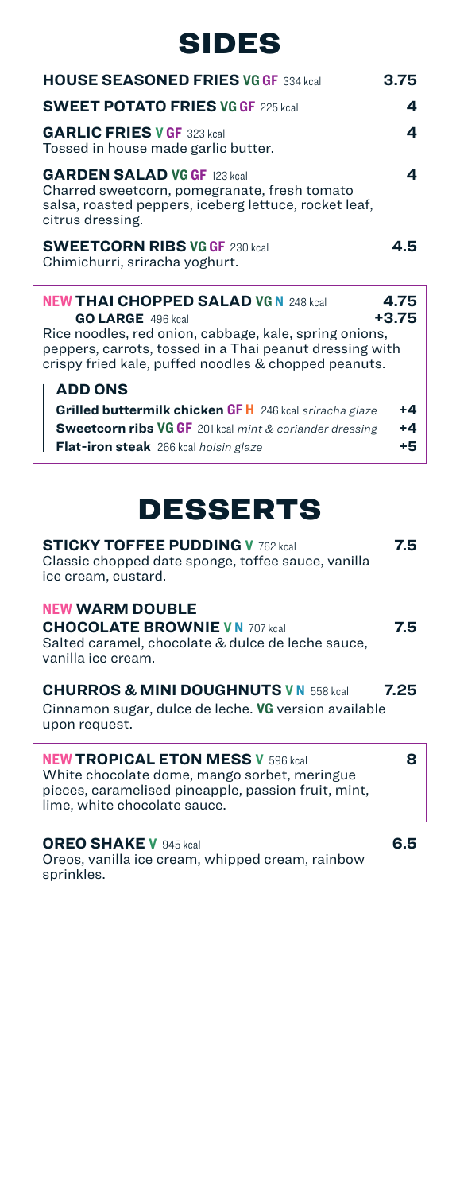# SIDES

**HOUSE SEASONED FRIES VG GF** 334 kcal — **3.75**

**SWEET POTATO FRIES VG GF** 225 kcal — **4**

**GARLIC FRIES V GF** 323 kcal — **4**
Tossed in house made garlic butter.

**GARDEN SALAD VG GF** 123 kcal — **4**
Charred sweetcorn, pomegranate, fresh tomato salsa, roasted peppers, iceberg lettuce, rocket leaf, citrus dressing.

**SWEETCORN RIBS VG GF** 230 kcal — **4.5**
Chimichurri, sriracha yoghurt.

**NEW THAI CHOPPED SALAD VG N** 248 kcal — **4.75**
**GO LARGE** 496 kcal — **+3.75**
Rice noodles, red onion, cabbage, kale, spring onions, peppers, carrots, tossed in a Thai peanut dressing with crispy fried kale, puffed noodles & chopped peanuts.

**ADD ONS**

**Grilled buttermilk chicken GF H** 246 kcal *sriracha glaze* — **+4**
**Sweetcorn ribs VG GF** 201 kcal *mint & coriander dressing* — **+4**
**Flat-iron steak** 266 kcal *hoisin glaze* — **+5**

# DESSERTS

**STICKY TOFFEE PUDDING V** 762 kcal — **7.5**
Classic chopped date sponge, toffee sauce, vanilla ice cream, custard.

**NEW WARM DOUBLE CHOCOLATE BROWNIE V N** 707 kcal — **7.5**
Salted caramel, chocolate & dulce de leche sauce, vanilla ice cream.

**CHURROS & MINI DOUGHNUTS V N** 558 kcal — **7.25**
Cinnamon sugar, dulce de leche. **VG** version available upon request.

**NEW TROPICAL ETON MESS V** 596 kcal — **8**
White chocolate dome, mango sorbet, meringue pieces, caramelised pineapple, passion fruit, mint, lime, white chocolate sauce.

**OREO SHAKE V** 945 kcal — **6.5**
Oreos, vanilla ice cream, whipped cream, rainbow sprinkles.